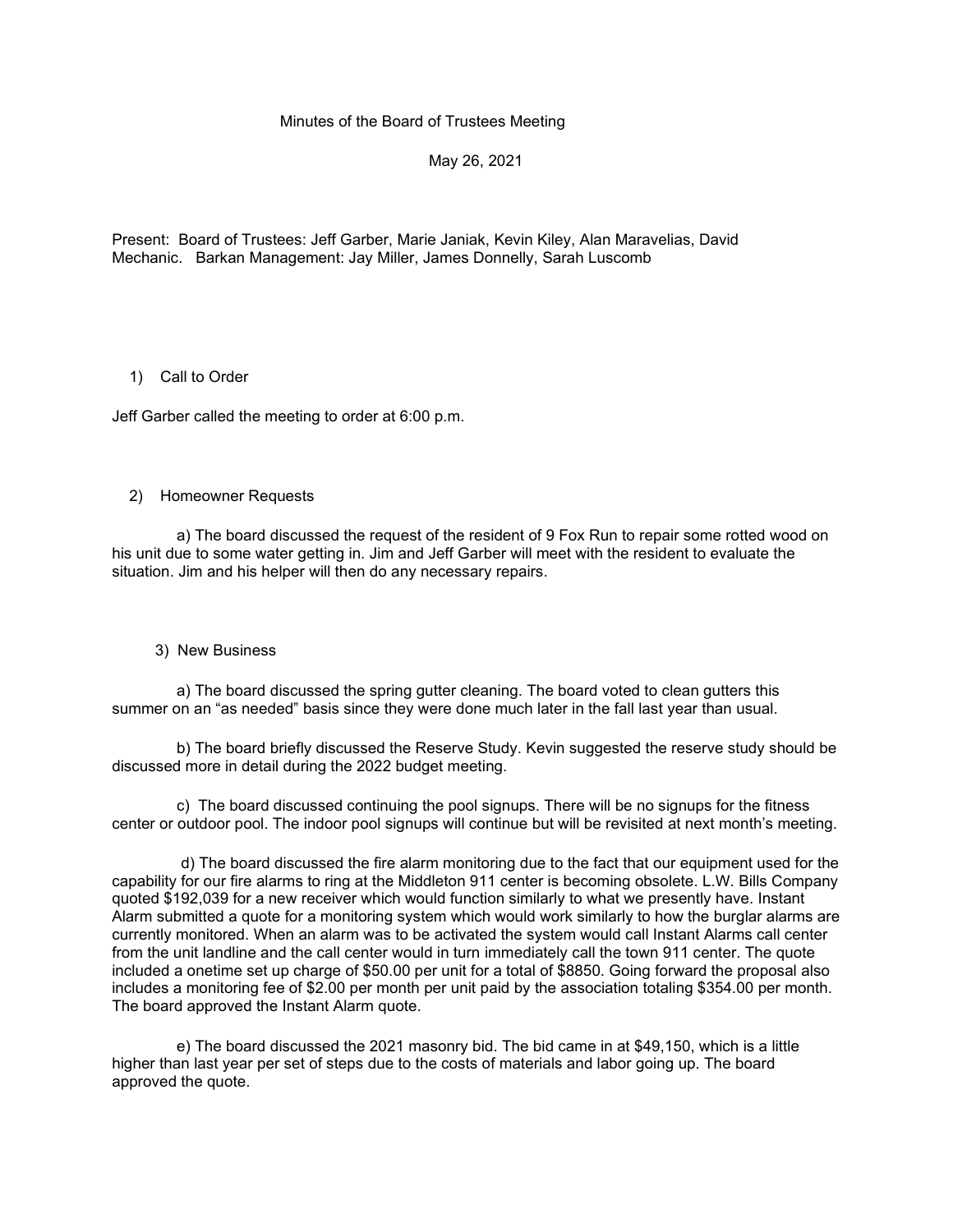# Minutes of the Board of Trustees Meeting

May 26, 2021

Present: Board of Trustees: Jeff Garber, Marie Janiak, Kevin Kiley, Alan Maravelias, David Mechanic. Barkan Management: Jay Miller, James Donnelly, Sarah Luscomb

1) Call to Order

Jeff Garber called the meeting to order at 6:00 p.m.

2) Homeowner Requests

a) The board discussed the request of the resident of 9 Fox Run to repair some rotted wood on his unit due to some water getting in. Jim and Jeff Garber will meet with the resident to evaluate the situation. Jim and his helper will then do any necessary repairs.

3) New Business

a) The board discussed the spring gutter cleaning. The board voted to clean gutters this summer on an "as needed" basis since they were done much later in the fall last year than usual.

b) The board briefly discussed the Reserve Study. Kevin suggested the reserve study should be discussed more in detail during the 2022 budget meeting.

c) The board discussed continuing the pool signups. There will be no signups for the fitness center or outdoor pool. The indoor pool signups will continue but will be revisited at next month's meeting.

d) The board discussed the fire alarm monitoring due to the fact that our equipment used for the capability for our fire alarms to ring at the Middleton 911 center is becoming obsolete. L.W. Bills Company quoted $192,039 for a new receiver which would function similarly to what we presently have. Instant Alarm submitted a quote for a monitoring system which would work similarly to how the burglar alarms are currently monitored. When an alarm was to be activated the system would call Instant Alarms call center from the unit landline and the call center would in turn immediately call the town 911 center. The quote included a onetime set up charge of $50.00 per unit for a total of $8850. Going forward the proposal also includes a monitoring fee of $2.00 per month per unit paid by the association totaling $354.00 per month. The board approved the Instant Alarm quote.

e) The board discussed the 2021 masonry bid. The bid came in at $49,150, which is a little higher than last year per set of steps due to the costs of materials and labor going up. The board approved the quote.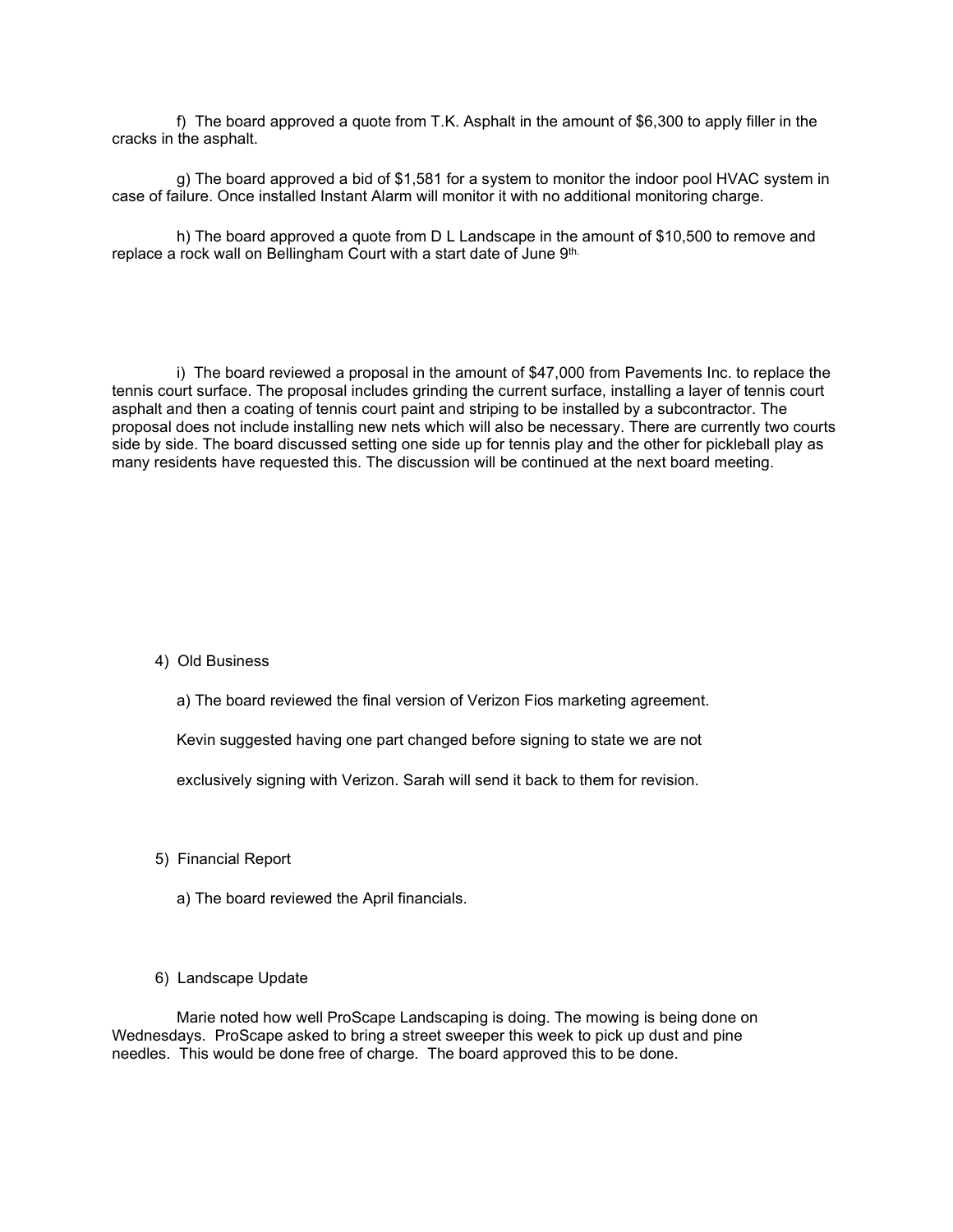f) The board approved a quote from T.K. Asphalt in the amount of $6,300 to apply filler in the cracks in the asphalt.

g) The board approved a bid of $1,581 for a system to monitor the indoor pool HVAC system in case of failure. Once installed Instant Alarm will monitor it with no additional monitoring charge.

h) The board approved a quote from D L Landscape in the amount of $10,500 to remove and replace a rock wall on Bellingham Court with a start date of June 9th.

i) The board reviewed a proposal in the amount of $47,000 from Pavements Inc. to replace the tennis court surface. The proposal includes grinding the current surface, installing a layer of tennis court asphalt and then a coating of tennis court paint and striping to be installed by a subcontractor. The proposal does not include installing new nets which will also be necessary. There are currently two courts side by side. The board discussed setting one side up for tennis play and the other for pickleball play as many residents have requested this. The discussion will be continued at the next board meeting.

4) Old Business

a) The board reviewed the final version of Verizon Fios marketing agreement.

Kevin suggested having one part changed before signing to state we are not

exclusively signing with Verizon. Sarah will send it back to them for revision.

5) Financial Report

a) The board reviewed the April financials.

6) Landscape Update

Marie noted how well ProScape Landscaping is doing. The mowing is being done on Wednesdays. ProScape asked to bring a street sweeper this week to pick up dust and pine needles. This would be done free of charge. The board approved this to be done.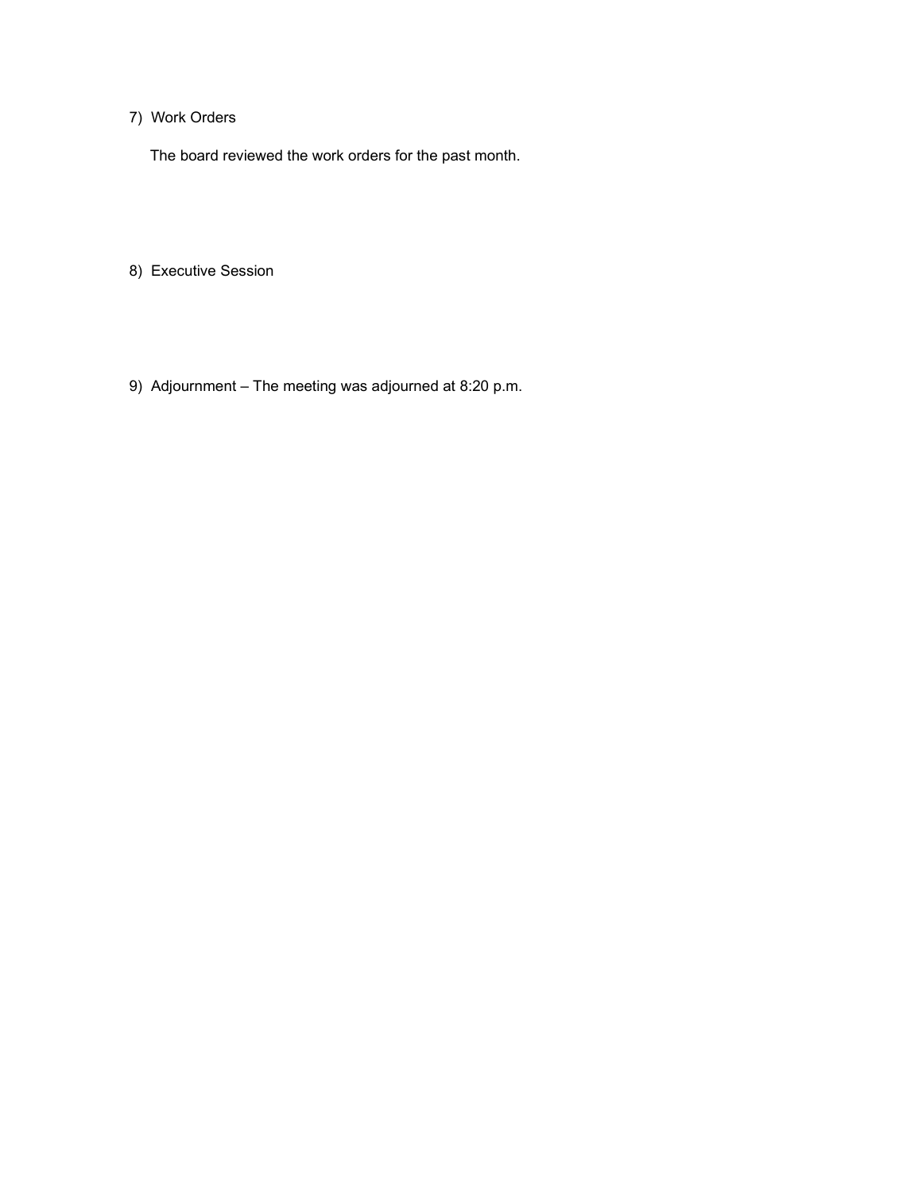7) Work Orders

The board reviewed the work orders for the past month.

8) Executive Session

9) Adjournment – The meeting was adjourned at 8:20 p.m.